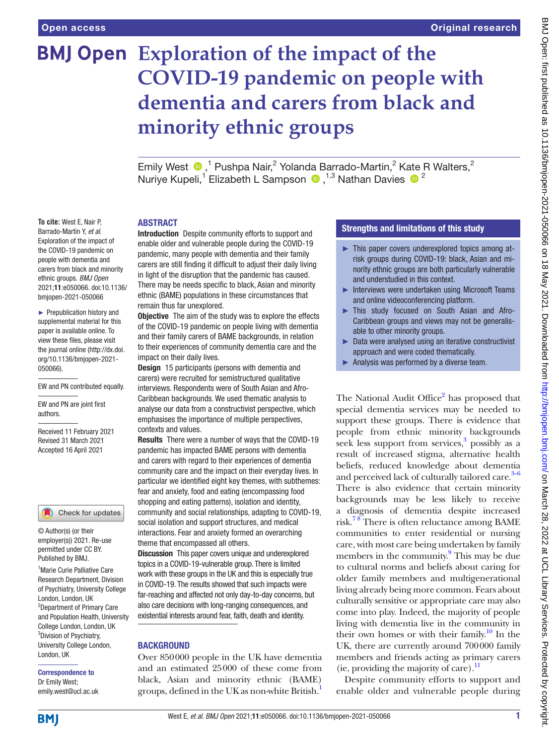Open access

Original research

# Exploration of the impact of the COVID-19 pandemic on people with dementia and carers from black and minority ethnic groups

Emily West,[1] Pushpa Nair,[2] Yolanda Barrado-Martin,[2] Kate R Walters,[2] Nuriye Kupeli,[1] Elizabeth L Sampson,[1,3] Nathan Davies[2]

**To cite:** West E, Nair P, Barrado-Martin Y, *et al*. Exploration of the impact of the COVID-19 pandemic on people with dementia and carers from black and minority ethnic groups. *BMJ Open* 2021;**11**:e050066. doi:10.1136/bmjopen-2021-050066

► Prepublication history and supplemental material for this paper is available online. To view these files, please visit the journal online (http://dx.doi.org/10.1136/bmjopen-2021-050066).

EW and PN contributed equally.

EW and PN are joint first authors.

Received 11 February 2021
Revised 31 March 2021
Accepted 16 April 2021

© Author(s) (or their employer(s)) 2021. Re-use permitted under CC BY. Published by BMJ.

[1]Marie Curie Palliative Care Research Department, Division of Psychiatry, University College London, London, UK
[2]Department of Primary Care and Population Health, University College London, London, UK
[3]Division of Psychiatry, University College London, London, UK

**Correspondence to**
Dr Emily West;
emily.west@ucl.ac.uk

## ABSTRACT

**Introduction** Despite community efforts to support and enable older and vulnerable people during the COVID-19 pandemic, many people with dementia and their family carers are still finding it difficult to adjust their daily living in light of the disruption that the pandemic has caused. There may be needs specific to black, Asian and minority ethnic (BAME) populations in these circumstances that remain thus far unexplored.

**Objective** The aim of the study was to explore the effects of the COVID-19 pandemic on people living with dementia and their family carers of BAME backgrounds, in relation to their experiences of community dementia care and the impact on their daily lives.

**Design** 15 participants (persons with dementia and carers) were recruited for semistructured qualitative interviews. Respondents were of South Asian and Afro-Caribbean backgrounds. We used thematic analysis to analyse our data from a constructivist perspective, which emphasises the importance of multiple perspectives, contexts and values.

**Results** There were a number of ways that the COVID-19 pandemic has impacted BAME persons with dementia and carers with regard to their experiences of dementia community care and the impact on their everyday lives. In particular we identified eight key themes, with subthemes: fear and anxiety, food and eating (encompassing food shopping and eating patterns), isolation and identity, community and social relationships, adapting to COVID-19, social isolation and support structures, and medical interactions. Fear and anxiety formed an overarching theme that encompassed all others.

**Discussion** This paper covers unique and underexplored topics in a COVID-19-vulnerable group. There is limited work with these groups in the UK and this is especially true in COVID-19. The results showed that such impacts were far-reaching and affected not only day-to-day concerns, but also care decisions with long-ranging consequences, and existential interests around fear, faith, death and identity.

## Strengths and limitations of this study

- This paper covers underexplored topics among at-risk groups during COVID-19: black, Asian and minority ethnic groups are both particularly vulnerable and understudied in this context.
- Interviews were undertaken using Microsoft Teams and online videoconferencing platform.
- This study focused on South Asian and Afro-Caribbean groups and views may not be generalisable to other minority groups.
- Data were analysed using an iterative constructivist approach and were coded thematically.
- Analysis was performed by a diverse team.

## BACKGROUND

Over 850000 people in the UK have dementia and an estimated 25000 of these come from black, Asian and minority ethnic (BAME) groups, defined in the UK as non-white British.[1] The National Audit Office[2] has proposed that special dementia services may be needed to support these groups. There is evidence that people from ethnic minority backgrounds seek less support from services,[3] possibly as a result of increased stigma, alternative health beliefs, reduced knowledge about dementia and perceived lack of culturally tailored care.[3–6] There is also evidence that certain minority backgrounds may be less likely to receive a diagnosis of dementia despite increased risk.[7,8] There is often reluctance among BAME communities to enter residential or nursing care, with most care being undertaken by family members in the community.[9] This may be due to cultural norms and beliefs about caring for older family members and multigenerational living already being more common. Fears about culturally sensitive or appropriate care may also come into play. Indeed, the majority of people living with dementia live in the community in their own homes or with their family.[10] In the UK, there are currently around 700000 family members and friends acting as primary carers (ie, providing the majority of care).[11]

Despite community efforts to support and enable older and vulnerable people during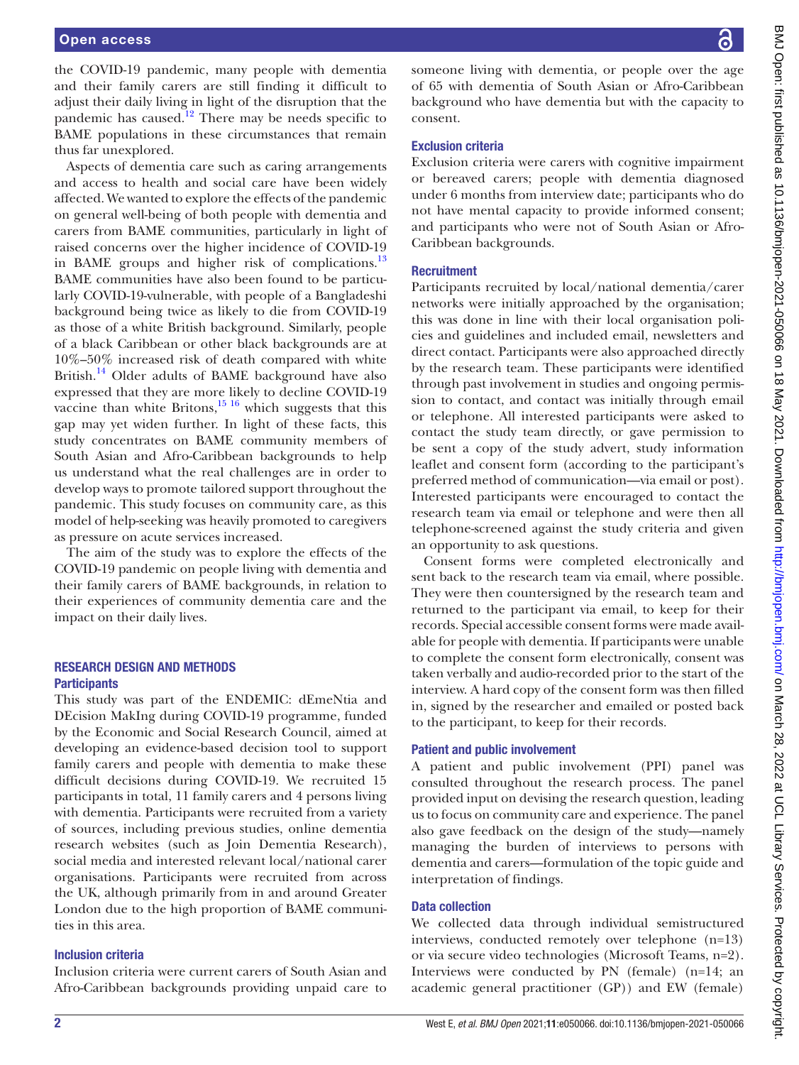the COVID-19 pandemic, many people with dementia and their family carers are still finding it difficult to adjust their daily living in light of the disruption that the pandemic has caused.[12] There may be needs specific to BAME populations in these circumstances that remain thus far unexplored.

Aspects of dementia care such as caring arrangements and access to health and social care have been widely affected. We wanted to explore the effects of the pandemic on general well-being of both people with dementia and carers from BAME communities, particularly in light of raised concerns over the higher incidence of COVID-19 in BAME groups and higher risk of complications.[13] BAME communities have also been found to be particularly COVID-19-vulnerable, with people of a Bangladeshi background being twice as likely to die from COVID-19 as those of a white British background. Similarly, people of a black Caribbean or other black backgrounds are at 10%–50% increased risk of death compared with white British.[14] Older adults of BAME background have also expressed that they are more likely to decline COVID-19 vaccine than white Britons,[15 16] which suggests that this gap may yet widen further. In light of these facts, this study concentrates on BAME community members of South Asian and Afro-Caribbean backgrounds to help us understand what the real challenges are in order to develop ways to promote tailored support throughout the pandemic. This study focuses on community care, as this model of help-seeking was heavily promoted to caregivers as pressure on acute services increased.

The aim of the study was to explore the effects of the COVID-19 pandemic on people living with dementia and their family carers of BAME backgrounds, in relation to their experiences of community dementia care and the impact on their daily lives.

## RESEARCH DESIGN AND METHODS

### Participants

This study was part of the ENDEMIC: dEmeNtia and DEcision MakIng during COVID-19 programme, funded by the Economic and Social Research Council, aimed at developing an evidence-based decision tool to support family carers and people with dementia to make these difficult decisions during COVID-19. We recruited 15 participants in total, 11 family carers and 4 persons living with dementia. Participants were recruited from a variety of sources, including previous studies, online dementia research websites (such as Join Dementia Research), social media and interested relevant local/national carer organisations. Participants were recruited from across the UK, although primarily from in and around Greater London due to the high proportion of BAME communities in this area.

### Inclusion criteria

Inclusion criteria were current carers of South Asian and Afro-Caribbean backgrounds providing unpaid care to someone living with dementia, or people over the age of 65 with dementia of South Asian or Afro-Caribbean background who have dementia but with the capacity to consent.

### Exclusion criteria

Exclusion criteria were carers with cognitive impairment or bereaved carers; people with dementia diagnosed under 6 months from interview date; participants who do not have mental capacity to provide informed consent; and participants who were not of South Asian or Afro-Caribbean backgrounds.

### Recruitment

Participants recruited by local/national dementia/carer networks were initially approached by the organisation; this was done in line with their local organisation policies and guidelines and included email, newsletters and direct contact. Participants were also approached directly by the research team. These participants were identified through past involvement in studies and ongoing permission to contact, and contact was initially through email or telephone. All interested participants were asked to contact the study team directly, or gave permission to be sent a copy of the study advert, study information leaflet and consent form (according to the participant's preferred method of communication—via email or post). Interested participants were encouraged to contact the research team via email or telephone and were then all telephone-screened against the study criteria and given an opportunity to ask questions.

Consent forms were completed electronically and sent back to the research team via email, where possible. They were then countersigned by the research team and returned to the participant via email, to keep for their records. Special accessible consent forms were made available for people with dementia. If participants were unable to complete the consent form electronically, consent was taken verbally and audio-recorded prior to the start of the interview. A hard copy of the consent form was then filled in, signed by the researcher and emailed or posted back to the participant, to keep for their records.

### Patient and public involvement

A patient and public involvement (PPI) panel was consulted throughout the research process. The panel provided input on devising the research question, leading us to focus on community care and experience. The panel also gave feedback on the design of the study—namely managing the burden of interviews to persons with dementia and carers—formulation of the topic guide and interpretation of findings.

### Data collection

We collected data through individual semistructured interviews, conducted remotely over telephone (n=13) or via secure video technologies (Microsoft Teams, n=2). Interviews were conducted by PN (female) (n=14; an academic general practitioner (GP)) and EW (female)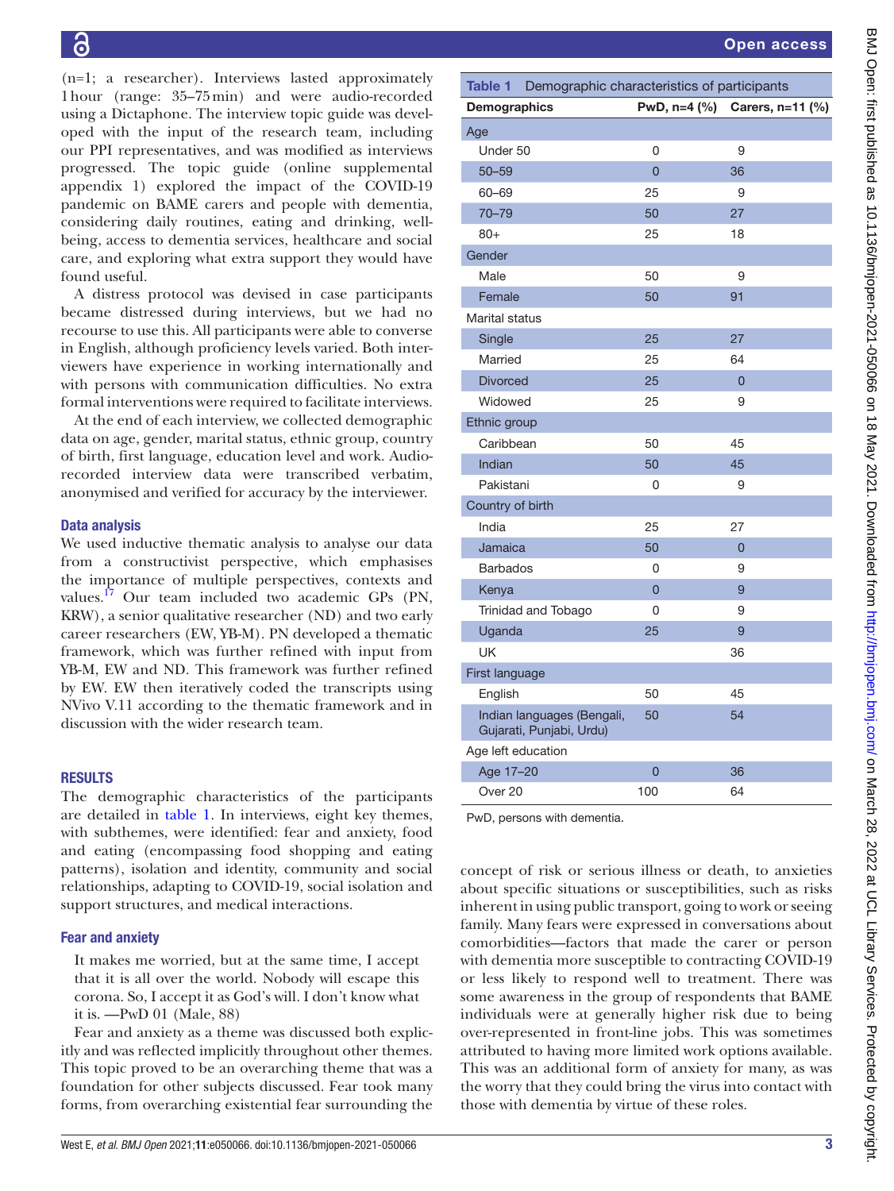(n=1; a researcher). Interviews lasted approximately 1 hour (range: 35–75 min) and were audio-recorded using a Dictaphone. The interview topic guide was developed with the input of the research team, including our PPI representatives, and was modified as interviews progressed. The topic guide (online supplemental appendix 1) explored the impact of the COVID-19 pandemic on BAME carers and people with dementia, considering daily routines, eating and drinking, well-being, access to dementia services, healthcare and social care, and exploring what extra support they would have found useful.

A distress protocol was devised in case participants became distressed during interviews, but we had no recourse to use this. All participants were able to converse in English, although proficiency levels varied. Both interviewers have experience in working internationally and with persons with communication difficulties. No extra formal interventions were required to facilitate interviews.

At the end of each interview, we collected demographic data on age, gender, marital status, ethnic group, country of birth, first language, education level and work. Audio-recorded interview data were transcribed verbatim, anonymised and verified for accuracy by the interviewer.

### Data analysis

We used inductive thematic analysis to analyse our data from a constructivist perspective, which emphasises the importance of multiple perspectives, contexts and values.[17] Our team included two academic GPs (PN, KRW), a senior qualitative researcher (ND) and two early career researchers (EW, YB-M). PN developed a thematic framework, which was further refined with input from YB-M, EW and ND. This framework was further refined by EW. EW then iteratively coded the transcripts using NVivo V.11 according to the thematic framework and in discussion with the wider research team.

## RESULTS

The demographic characteristics of the participants are detailed in table 1. In interviews, eight key themes, with subthemes, were identified: fear and anxiety, food and eating (encompassing food shopping and eating patterns), isolation and identity, community and social relationships, adapting to COVID-19, social isolation and support structures, and medical interactions.

**Table 1** Demographic characteristics of participants

| Demographics | PwD, n=4 (%) | Carers, n=11 (%) |
|---|---|---|
| **Age** | | |
| Under 50 | 0 | 9 |
| 50–59 | 0 | 36 |
| 60–69 | 25 | 9 |
| 70–79 | 50 | 27 |
| 80+ | 25 | 18 |
| **Gender** | | |
| Male | 50 | 9 |
| Female | 50 | 91 |
| **Marital status** | | |
| Single | 25 | 27 |
| Married | 25 | 64 |
| Divorced | 25 | 0 |
| Widowed | 25 | 9 |
| **Ethnic group** | | |
| Caribbean | 50 | 45 |
| Indian | 50 | 45 |
| Pakistani | 0 | 9 |
| **Country of birth** | | |
| India | 25 | 27 |
| Jamaica | 50 | 0 |
| Barbados | 0 | 9 |
| Kenya | 0 | 9 |
| Trinidad and Tobago | 0 | 9 |
| Uganda | 25 | 9 |
| UK | | 36 |
| **First language** | | |
| English | 50 | 45 |
| Indian languages (Bengali, Gujarati, Punjabi, Urdu) | 50 | 54 |
| **Age left education** | | |
| Age 17–20 | 0 | 36 |
| Over 20 | 100 | 64 |

PwD, persons with dementia.

### Fear and anxiety

> It makes me worried, but at the same time, I accept that it is all over the world. Nobody will escape this corona. So, I accept it as God's will. I don't know what it is. —PwD 01 (Male, 88)

Fear and anxiety as a theme was discussed both explicitly and was reflected implicitly throughout other themes. This topic proved to be an overarching theme that was a foundation for other subjects discussed. Fear took many forms, from overarching existential fear surrounding the concept of risk or serious illness or death, to anxieties about specific situations or susceptibilities, such as risks inherent in using public transport, going to work or seeing family. Many fears were expressed in conversations about comorbidities—factors that made the carer or person with dementia more susceptible to contracting COVID-19 or less likely to respond well to treatment. There was some awareness in the group of respondents that BAME individuals were at generally higher risk due to being over-represented in front-line jobs. This was sometimes attributed to having more limited work options available. This was an additional form of anxiety for many, as was the worry that they could bring the virus into contact with those with dementia by virtue of these roles.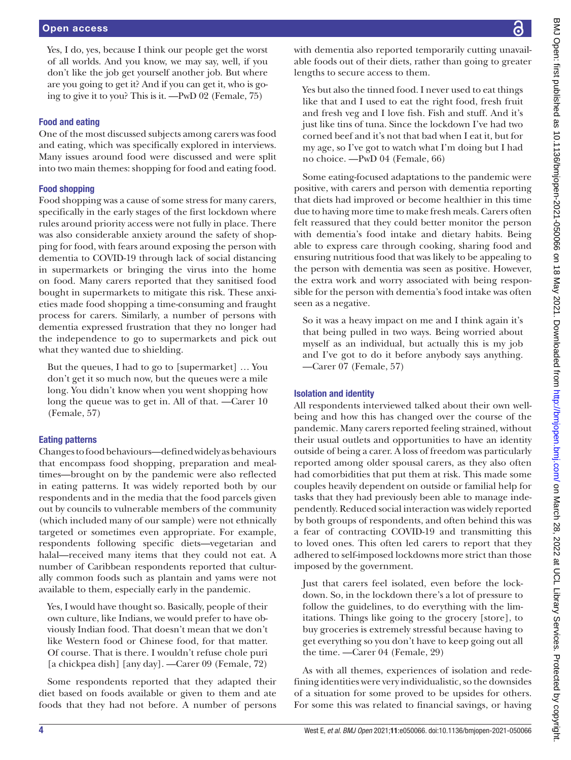> Yes, I do, yes, because I think our people get the worst of all worlds. And you know, we may say, well, if you don't like the job get yourself another job. But where are you going to get it? And if you can get it, who is going to give it to you? This is it. —PwD 02 (Female, 75)

### Food and eating

One of the most discussed subjects among carers was food and eating, which was specifically explored in interviews. Many issues around food were discussed and were split into two main themes: shopping for food and eating food.

### Food shopping

Food shopping was a cause of some stress for many carers, specifically in the early stages of the first lockdown where rules around priority access were not fully in place. There was also considerable anxiety around the safety of shopping for food, with fears around exposing the person with dementia to COVID-19 through lack of social distancing in supermarkets or bringing the virus into the home on food. Many carers reported that they sanitised food bought in supermarkets to mitigate this risk. These anxieties made food shopping a time-consuming and fraught process for carers. Similarly, a number of persons with dementia expressed frustration that they no longer had the independence to go to supermarkets and pick out what they wanted due to shielding.

> But the queues, I had to go to [supermarket] … You don't get it so much now, but the queues were a mile long. You didn't know when you went shopping how long the queue was to get in. All of that. —Carer 10 (Female, 57)

### Eating patterns

Changes to food behaviours—defined widely as behaviours that encompass food shopping, preparation and mealtimes—brought on by the pandemic were also reflected in eating patterns. It was widely reported both by our respondents and in the media that the food parcels given out by councils to vulnerable members of the community (which included many of our sample) were not ethnically targeted or sometimes even appropriate. For example, respondents following specific diets—vegetarian and halal—received many items that they could not eat. A number of Caribbean respondents reported that culturally common foods such as plantain and yams were not available to them, especially early in the pandemic.

> Yes, I would have thought so. Basically, people of their own culture, like Indians, we would prefer to have obviously Indian food. That doesn't mean that we don't like Western food or Chinese food, for that matter. Of course. That is there. I wouldn't refuse chole puri [a chickpea dish] [any day]. —Carer 09 (Female, 72)

Some respondents reported that they adapted their diet based on foods available or given to them and ate foods that they had not before. A number of persons with dementia also reported temporarily cutting unavailable foods out of their diets, rather than going to greater lengths to secure access to them.

> Yes but also the tinned food. I never used to eat things like that and I used to eat the right food, fresh fruit and fresh veg and I love fish. Fish and stuff. And it's just like tins of tuna. Since the lockdown I've had two corned beef and it's not that bad when I eat it, but for my age, so I've got to watch what I'm doing but I had no choice. —PwD 04 (Female, 66)

Some eating-focused adaptations to the pandemic were positive, with carers and person with dementia reporting that diets had improved or become healthier in this time due to having more time to make fresh meals. Carers often felt reassured that they could better monitor the person with dementia's food intake and dietary habits. Being able to express care through cooking, sharing food and ensuring nutritious food that was likely to be appealing to the person with dementia was seen as positive. However, the extra work and worry associated with being responsible for the person with dementia's food intake was often seen as a negative.

> So it was a heavy impact on me and I think again it's that being pulled in two ways. Being worried about myself as an individual, but actually this is my job and I've got to do it before anybody says anything. —Carer 07 (Female, 57)

### Isolation and identity

All respondents interviewed talked about their own well-being and how this has changed over the course of the pandemic. Many carers reported feeling strained, without their usual outlets and opportunities to have an identity outside of being a carer. A loss of freedom was particularly reported among older spousal carers, as they also often had comorbidities that put them at risk. This made some couples heavily dependent on outside or familial help for tasks that they had previously been able to manage independently. Reduced social interaction was widely reported by both groups of respondents, and often behind this was a fear of contracting COVID-19 and transmitting this to loved ones. This often led carers to report that they adhered to self-imposed lockdowns more strict than those imposed by the government.

> Just that carers feel isolated, even before the lockdown. So, in the lockdown there's a lot of pressure to follow the guidelines, to do everything with the limitations. Things like going to the grocery [store], to buy groceries is extremely stressful because having to get everything so you don't have to keep going out all the time. —Carer 04 (Female, 29)

As with all themes, experiences of isolation and redefining identities were very individualistic, so the downsides of a situation for some proved to be upsides for others. For some this was related to financial savings, or having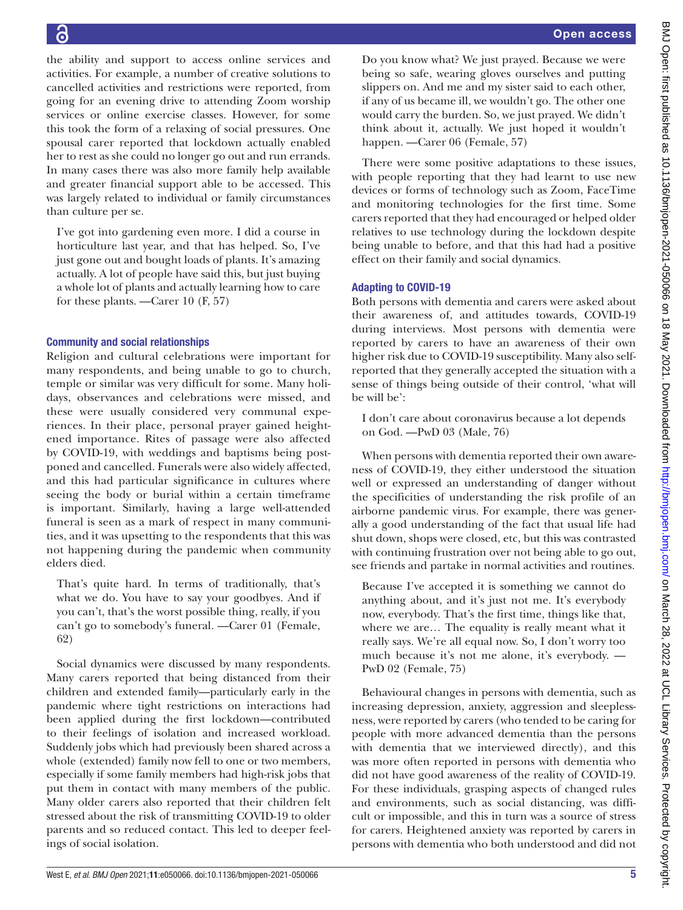the ability and support to access online services and activities. For example, a number of creative solutions to cancelled activities and restrictions were reported, from going for an evening drive to attending Zoom worship services or online exercise classes. However, for some this took the form of a relaxing of social pressures. One spousal carer reported that lockdown actually enabled her to rest as she could no longer go out and run errands. In many cases there was also more family help available and greater financial support able to be accessed. This was largely related to individual or family circumstances than culture per se.

> I've got into gardening even more. I did a course in horticulture last year, and that has helped. So, I've just gone out and bought loads of plants. It's amazing actually. A lot of people have said this, but just buying a whole lot of plants and actually learning how to care for these plants. —Carer 10 (F, 57)

### Community and social relationships

Religion and cultural celebrations were important for many respondents, and being unable to go to church, temple or similar was very difficult for some. Many holidays, observances and celebrations were missed, and these were usually considered very communal experiences. In their place, personal prayer gained heightened importance. Rites of passage were also affected by COVID-19, with weddings and baptisms being postponed and cancelled. Funerals were also widely affected, and this had particular significance in cultures where seeing the body or burial within a certain timeframe is important. Similarly, having a large well-attended funeral is seen as a mark of respect in many communities, and it was upsetting to the respondents that this was not happening during the pandemic when community elders died.

> That's quite hard. In terms of traditionally, that's what we do. You have to say your goodbyes. And if you can't, that's the worst possible thing, really, if you can't go to somebody's funeral. —Carer 01 (Female, 62)

Social dynamics were discussed by many respondents. Many carers reported that being distanced from their children and extended family—particularly early in the pandemic where tight restrictions on interactions had been applied during the first lockdown—contributed to their feelings of isolation and increased workload. Suddenly jobs which had previously been shared across a whole (extended) family now fell to one or two members, especially if some family members had high-risk jobs that put them in contact with many members of the public. Many older carers also reported that their children felt stressed about the risk of transmitting COVID-19 to older parents and so reduced contact. This led to deeper feelings of social isolation.

> Do you know what? We just prayed. Because we were being so safe, wearing gloves ourselves and putting slippers on. And me and my sister said to each other, if any of us became ill, we wouldn't go. The other one would carry the burden. So, we just prayed. We didn't think about it, actually. We just hoped it wouldn't happen. —Carer 06 (Female, 57)

There were some positive adaptations to these issues, with people reporting that they had learnt to use new devices or forms of technology such as Zoom, FaceTime and monitoring technologies for the first time. Some carers reported that they had encouraged or helped older relatives to use technology during the lockdown despite being unable to before, and that this had had a positive effect on their family and social dynamics.

### Adapting to COVID-19

Both persons with dementia and carers were asked about their awareness of, and attitudes towards, COVID-19 during interviews. Most persons with dementia were reported by carers to have an awareness of their own higher risk due to COVID-19 susceptibility. Many also self-reported that they generally accepted the situation with a sense of things being outside of their control, 'what will be will be':

> I don't care about coronavirus because a lot depends on God. —PwD 03 (Male, 76)

When persons with dementia reported their own awareness of COVID-19, they either understood the situation well or expressed an understanding of danger without the specificities of understanding the risk profile of an airborne pandemic virus. For example, there was generally a good understanding of the fact that usual life had shut down, shops were closed, etc, but this was contrasted with continuing frustration over not being able to go out, see friends and partake in normal activities and routines.

> Because I've accepted it is something we cannot do anything about, and it's just not me. It's everybody now, everybody. That's the first time, things like that, where we are… The equality is really meant what it really says. We're all equal now. So, I don't worry too much because it's not me alone, it's everybody. —PwD 02 (Female, 75)

Behavioural changes in persons with dementia, such as increasing depression, anxiety, aggression and sleeplessness, were reported by carers (who tended to be caring for people with more advanced dementia than the persons with dementia that we interviewed directly), and this was more often reported in persons with dementia who did not have good awareness of the reality of COVID-19. For these individuals, grasping aspects of changed rules and environments, such as social distancing, was difficult or impossible, and this in turn was a source of stress for carers. Heightened anxiety was reported by carers in persons with dementia who both understood and did not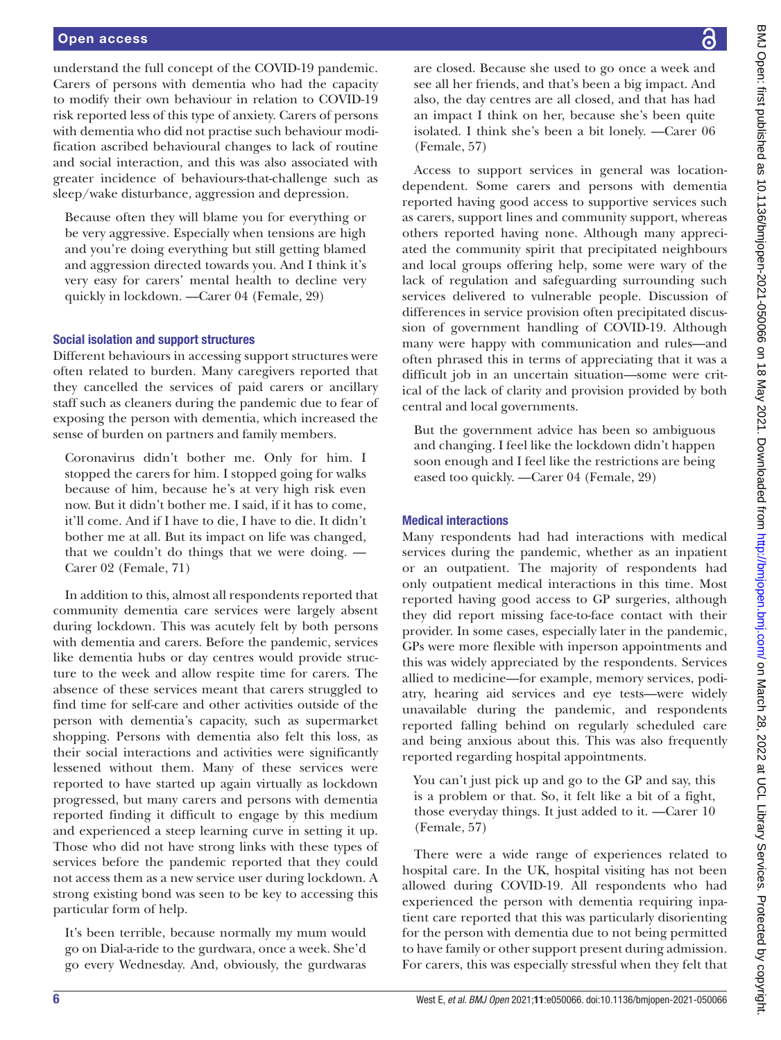understand the full concept of the COVID-19 pandemic. Carers of persons with dementia who had the capacity to modify their own behaviour in relation to COVID-19 risk reported less of this type of anxiety. Carers of persons with dementia who did not practise such behaviour modification ascribed behavioural changes to lack of routine and social interaction, and this was also associated with greater incidence of behaviours-that-challenge such as sleep/wake disturbance, aggression and depression.

> Because often they will blame you for everything or be very aggressive. Especially when tensions are high and you're doing everything but still getting blamed and aggression directed towards you. And I think it's very easy for carers' mental health to decline very quickly in lockdown. —Carer 04 (Female, 29)

### Social isolation and support structures

Different behaviours in accessing support structures were often related to burden. Many caregivers reported that they cancelled the services of paid carers or ancillary staff such as cleaners during the pandemic due to fear of exposing the person with dementia, which increased the sense of burden on partners and family members.

> Coronavirus didn't bother me. Only for him. I stopped the carers for him. I stopped going for walks because of him, because he's at very high risk even now. But it didn't bother me. I said, if it has to come, it'll come. And if I have to die, I have to die. It didn't bother me at all. But its impact on life was changed, that we couldn't do things that we were doing. —Carer 02 (Female, 71)

In addition to this, almost all respondents reported that community dementia care services were largely absent during lockdown. This was acutely felt by both persons with dementia and carers. Before the pandemic, services like dementia hubs or day centres would provide structure to the week and allow respite time for carers. The absence of these services meant that carers struggled to find time for self-care and other activities outside of the person with dementia's capacity, such as supermarket shopping. Persons with dementia also felt this loss, as their social interactions and activities were significantly lessened without them. Many of these services were reported to have started up again virtually as lockdown progressed, but many carers and persons with dementia reported finding it difficult to engage by this medium and experienced a steep learning curve in setting it up. Those who did not have strong links with these types of services before the pandemic reported that they could not access them as a new service user during lockdown. A strong existing bond was seen to be key to accessing this particular form of help.

> It's been terrible, because normally my mum would go on Dial-a-ride to the gurdwara, once a week. She'd go every Wednesday. And, obviously, the gurdwaras are closed. Because she used to go once a week and see all her friends, and that's been a big impact. And also, the day centres are all closed, and that has had an impact I think on her, because she's been quite isolated. I think she's been a bit lonely. —Carer 06 (Female, 57)

Access to support services in general was location-dependent. Some carers and persons with dementia reported having good access to supportive services such as carers, support lines and community support, whereas others reported having none. Although many appreciated the community spirit that precipitated neighbours and local groups offering help, some were wary of the lack of regulation and safeguarding surrounding such services delivered to vulnerable people. Discussion of differences in service provision often precipitated discussion of government handling of COVID-19. Although many were happy with communication and rules—and often phrased this in terms of appreciating that it was a difficult job in an uncertain situation—some were critical of the lack of clarity and provision provided by both central and local governments.

> But the government advice has been so ambiguous and changing. I feel like the lockdown didn't happen soon enough and I feel like the restrictions are being eased too quickly. —Carer 04 (Female, 29)

### Medical interactions

Many respondents had had interactions with medical services during the pandemic, whether as an inpatient or an outpatient. The majority of respondents had only outpatient medical interactions in this time. Most reported having good access to GP surgeries, although they did report missing face-to-face contact with their provider. In some cases, especially later in the pandemic, GPs were more flexible with inperson appointments and this was widely appreciated by the respondents. Services allied to medicine—for example, memory services, podiatry, hearing aid services and eye tests—were widely unavailable during the pandemic, and respondents reported falling behind on regularly scheduled care and being anxious about this. This was also frequently reported regarding hospital appointments.

> You can't just pick up and go to the GP and say, this is a problem or that. So, it felt like a bit of a fight, those everyday things. It just added to it. —Carer 10 (Female, 57)

There were a wide range of experiences related to hospital care. In the UK, hospital visiting has not been allowed during COVID-19. All respondents who had experienced the person with dementia requiring inpatient care reported that this was particularly disorienting for the person with dementia due to not being permitted to have family or other support present during admission. For carers, this was especially stressful when they felt that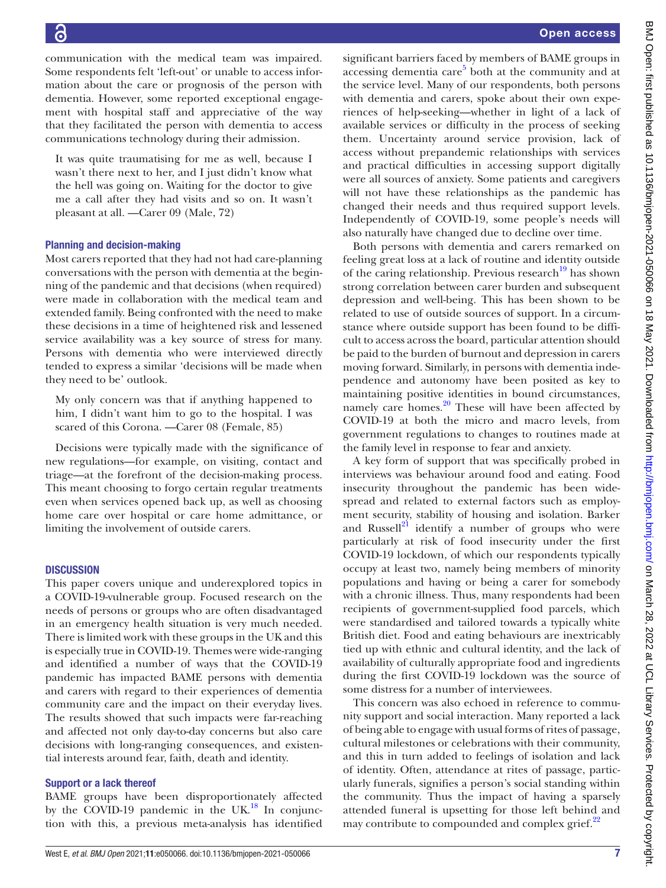communication with the medical team was impaired. Some respondents felt 'left-out' or unable to access information about the care or prognosis of the person with dementia. However, some reported exceptional engagement with hospital staff and appreciative of the way that they facilitated the person with dementia to access communications technology during their admission.

> It was quite traumatising for me as well, because I wasn't there next to her, and I just didn't know what the hell was going on. Waiting for the doctor to give me a call after they had visits and so on. It wasn't pleasant at all. —Carer 09 (Male, 72)

### Planning and decision-making

Most carers reported that they had not had care-planning conversations with the person with dementia at the beginning of the pandemic and that decisions (when required) were made in collaboration with the medical team and extended family. Being confronted with the need to make these decisions in a time of heightened risk and lessened service availability was a key source of stress for many. Persons with dementia who were interviewed directly tended to express a similar 'decisions will be made when they need to be' outlook.

> My only concern was that if anything happened to him, I didn't want him to go to the hospital. I was scared of this Corona. —Carer 08 (Female, 85)

Decisions were typically made with the significance of new regulations—for example, on visiting, contact and triage—at the forefront of the decision-making process. This meant choosing to forgo certain regular treatments even when services opened back up, as well as choosing home care over hospital or care home admittance, or limiting the involvement of outside carers.

## DISCUSSION

This paper covers unique and underexplored topics in a COVID-19-vulnerable group. Focused research on the needs of persons or groups who are often disadvantaged in an emergency health situation is very much needed. There is limited work with these groups in the UK and this is especially true in COVID-19. Themes were wide-ranging and identified a number of ways that the COVID-19 pandemic has impacted BAME persons with dementia and carers with regard to their experiences of dementia community care and the impact on their everyday lives. The results showed that such impacts were far-reaching and affected not only day-to-day concerns but also care decisions with long-ranging consequences, and existential interests around fear, faith, death and identity.

### Support or a lack thereof

BAME groups have been disproportionately affected by the COVID-19 pandemic in the UK.[18] In conjunction with this, a previous meta-analysis has identified significant barriers faced by members of BAME groups in accessing dementia care[5] both at the community and at the service level. Many of our respondents, both persons with dementia and carers, spoke about their own experiences of help-seeking—whether in light of a lack of available services or difficulty in the process of seeking them. Uncertainty around service provision, lack of access without prepandemic relationships with services and practical difficulties in accessing support digitally were all sources of anxiety. Some patients and caregivers will not have these relationships as the pandemic has changed their needs and thus required support levels. Independently of COVID-19, some people's needs will also naturally have changed due to decline over time.

Both persons with dementia and carers remarked on feeling great loss at a lack of routine and identity outside of the caring relationship. Previous research[19] has shown strong correlation between carer burden and subsequent depression and well-being. This has been shown to be related to use of outside sources of support. In a circumstance where outside support has been found to be difficult to access across the board, particular attention should be paid to the burden of burnout and depression in carers moving forward. Similarly, in persons with dementia independence and autonomy have been posited as key to maintaining positive identities in bound circumstances, namely care homes.[20] These will have been affected by COVID-19 at both the micro and macro levels, from government regulations to changes to routines made at the family level in response to fear and anxiety.

A key form of support that was specifically probed in interviews was behaviour around food and eating. Food insecurity throughout the pandemic has been widespread and related to external factors such as employment security, stability of housing and isolation. Barker and Russell[21] identify a number of groups who were particularly at risk of food insecurity under the first COVID-19 lockdown, of which our respondents typically occupy at least two, namely being members of minority populations and having or being a carer for somebody with a chronic illness. Thus, many respondents had been recipients of government-supplied food parcels, which were standardised and tailored towards a typically white British diet. Food and eating behaviours are inextricably tied up with ethnic and cultural identity, and the lack of availability of culturally appropriate food and ingredients during the first COVID-19 lockdown was the source of some distress for a number of interviewees.

This concern was also echoed in reference to community support and social interaction. Many reported a lack of being able to engage with usual forms of rites of passage, cultural milestones or celebrations with their community, and this in turn added to feelings of isolation and lack of identity. Often, attendance at rites of passage, particularly funerals, signifies a person's social standing within the community. Thus the impact of having a sparsely attended funeral is upsetting for those left behind and may contribute to compounded and complex grief.[22]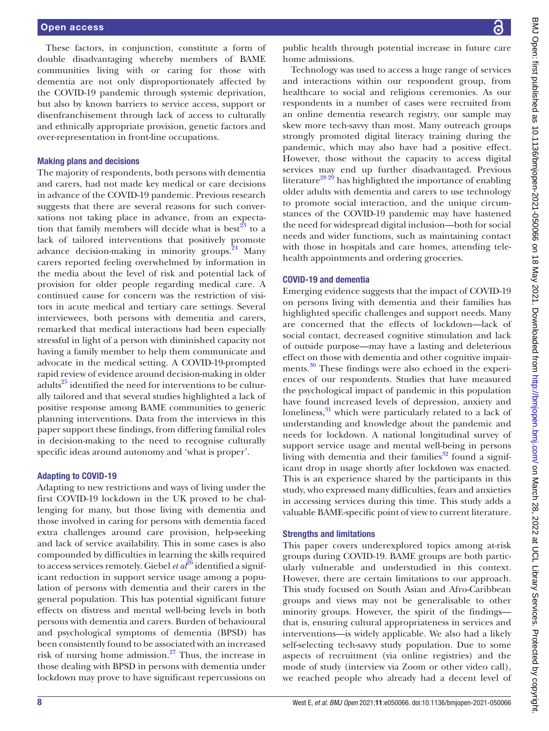These factors, in conjunction, constitute a form of double disadvantaging whereby members of BAME communities living with or caring for those with dementia are not only disproportionately affected by the COVID-19 pandemic through systemic deprivation, but also by known barriers to service access, support or disenfranchisement through lack of access to culturally and ethnically appropriate provision, genetic factors and over-representation in front-line occupations.

### Making plans and decisions

The majority of respondents, both persons with dementia and carers, had not made key medical or care decisions in advance of the COVID-19 pandemic. Previous research suggests that there are several reasons for such conversations not taking place in advance, from an expectation that family members will decide what is best[23] to a lack of tailored interventions that positively promote advance decision-making in minority groups.[24] Many carers reported feeling overwhelmed by information in the media about the level of risk and potential lack of provision for older people regarding medical care. A continued cause for concern was the restriction of visitors in acute medical and tertiary care settings. Several interviewees, both persons with dementia and carers, remarked that medical interactions had been especially stressful in light of a person with diminished capacity not having a family member to help them communicate and advocate in the medical setting. A COVID-19-prompted rapid review of evidence around decision-making in older adults[25] identified the need for interventions to be culturally tailored and that several studies highlighted a lack of positive response among BAME communities to generic planning interventions. Data from the interviews in this paper support these findings, from differing familial roles in decision-making to the need to recognise culturally specific ideas around autonomy and 'what is proper'.

### Adapting to COVID-19

Adapting to new restrictions and ways of living under the first COVID-19 lockdown in the UK proved to be challenging for many, but those living with dementia and those involved in caring for persons with dementia faced extra challenges around care provision, help-seeking and lack of service availability. This in some cases is also compounded by difficulties in learning the skills required to access services remotely. Giebel *et al*[26] identified a significant reduction in support service usage among a population of persons with dementia and their carers in the general population. This has potential significant future effects on distress and mental well-being levels in both persons with dementia and carers. Burden of behavioural and psychological symptoms of dementia (BPSD) has been consistently found to be associated with an increased risk of nursing home admission.[27] Thus, the increase in those dealing with BPSD in persons with dementia under lockdown may prove to have significant repercussions on public health through potential increase in future care home admissions.

Technology was used to access a huge range of services and interactions within our respondent group, from healthcare to social and religious ceremonies. As our respondents in a number of cases were recruited from an online dementia research registry, our sample may skew more tech-savvy than most. Many outreach groups strongly promoted digital literacy training during the pandemic, which may also have had a positive effect. However, those without the capacity to access digital services may end up further disadvantaged. Previous literature[28,29] has highlighted the importance of enabling older adults with dementia and carers to use technology to promote social interaction, and the unique circumstances of the COVID-19 pandemic may have hastened the need for widespread digital inclusion—both for social needs and wider functions, such as maintaining contact with those in hospitals and care homes, attending telehealth appointments and ordering groceries.

### COVID-19 and dementia

Emerging evidence suggests that the impact of COVID-19 on persons living with dementia and their families has highlighted specific challenges and support needs. Many are concerned that the effects of lockdown—lack of social contact, decreased cognitive stimulation and lack of outside purpose—may have a lasting and deleterious effect on those with dementia and other cognitive impairments.[30] These findings were also echoed in the experiences of our respondents. Studies that have measured the psychological impact of pandemic in this population have found increased levels of depression, anxiety and loneliness,[31] which were particularly related to a lack of understanding and knowledge about the pandemic and needs for lockdown. A national longitudinal survey of support service usage and mental well-being in persons living with dementia and their families[32] found a significant drop in usage shortly after lockdown was enacted. This is an experience shared by the participants in this study, who expressed many difficulties, fears and anxieties in accessing services during this time. This study adds a valuable BAME-specific point of view to current literature.

### Strengths and limitations

This paper covers underexplored topics among at-risk groups during COVID-19. BAME groups are both particularly vulnerable and understudied in this context. However, there are certain limitations to our approach. This study focused on South Asian and Afro-Caribbean groups and views may not be generalisable to other minority groups. However, the spirit of the findings—that is, ensuring cultural appropriateness in services and interventions—is widely applicable. We also had a likely self-selecting tech-savvy study population. Due to some aspects of recruitment (via online registries) and the mode of study (interview via Zoom or other video call), we reached people who already had a decent level of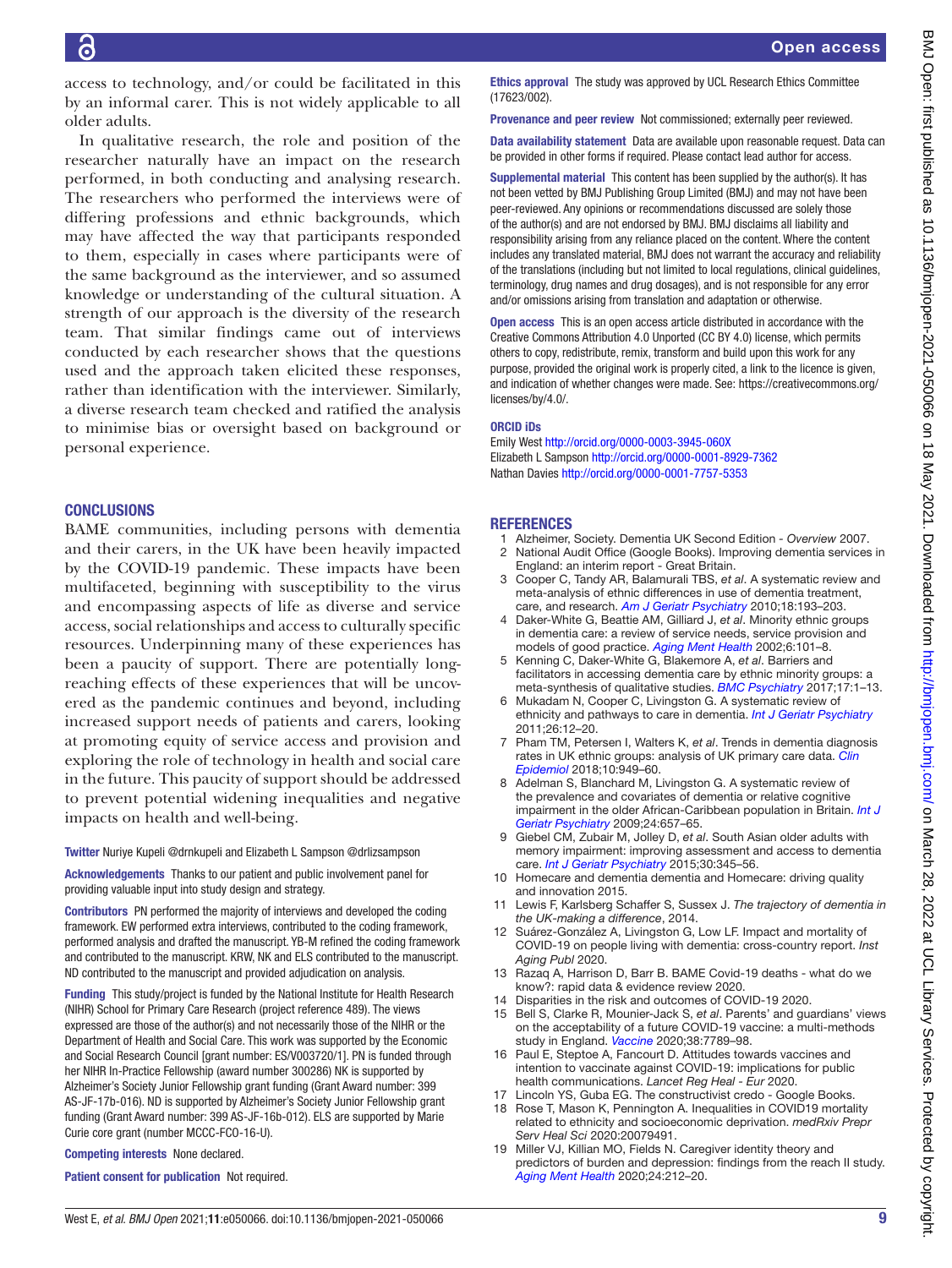access to technology, and/or could be facilitated in this by an informal carer. This is not widely applicable to all older adults.

In qualitative research, the role and position of the researcher naturally have an impact on the research performed, in both conducting and analysing research. The researchers who performed the interviews were of differing professions and ethnic backgrounds, which may have affected the way that participants responded to them, especially in cases where participants were of the same background as the interviewer, and so assumed knowledge or understanding of the cultural situation. A strength of our approach is the diversity of the research team. That similar findings came out of interviews conducted by each researcher shows that the questions used and the approach taken elicited these responses, rather than identification with the interviewer. Similarly, a diverse research team checked and ratified the analysis to minimise bias or oversight based on background or personal experience.

## CONCLUSIONS

BAME communities, including persons with dementia and their carers, in the UK have been heavily impacted by the COVID-19 pandemic. These impacts have been multifaceted, beginning with susceptibility to the virus and encompassing aspects of life as diverse and service access, social relationships and access to culturally specific resources. Underpinning many of these experiences has been a paucity of support. There are potentially long-reaching effects of these experiences that will be uncovered as the pandemic continues and beyond, including increased support needs of patients and carers, looking at promoting equity of service access and provision and exploring the role of technology in health and social care in the future. This paucity of support should be addressed to prevent potential widening inequalities and negative impacts on health and well-being.

**Twitter** Nuriye Kupeli @drnkupeli and Elizabeth L Sampson @drlizsampson

**Acknowledgements** Thanks to our patient and public involvement panel for providing valuable input into study design and strategy.

**Contributors** PN performed the majority of interviews and developed the coding framework. EW performed extra interviews, contributed to the coding framework, performed analysis and drafted the manuscript. YB-M refined the coding framework and contributed to the manuscript. KRW, NK and ELS contributed to the manuscript. ND contributed to the manuscript and provided adjudication on analysis.

**Funding** This study/project is funded by the National Institute for Health Research (NIHR) School for Primary Care Research (project reference 489). The views expressed are those of the author(s) and not necessarily those of the NIHR or the Department of Health and Social Care. This work was supported by the Economic and Social Research Council [grant number: ES/V003720/1]. PN is funded through her NIHR In-Practice Fellowship (award number 300286) NK is supported by Alzheimer's Society Junior Fellowship grant funding (Grant Award number: 399 AS-JF-17b-016). ND is supported by Alzheimer's Society Junior Fellowship grant funding (Grant Award number: 399 AS-JF-16b-012). ELS are supported by Marie Curie core grant (number MCCC-FCO-16-U).

**Competing interests** None declared.

**Patient consent for publication** Not required.

**Ethics approval** The study was approved by UCL Research Ethics Committee (17623/002).

**Provenance and peer review** Not commissioned; externally peer reviewed.

**Data availability statement** Data are available upon reasonable request. Data can be provided in other forms if required. Please contact lead author for access.

**Supplemental material** This content has been supplied by the author(s). It has not been vetted by BMJ Publishing Group Limited (BMJ) and may not have been peer-reviewed. Any opinions or recommendations discussed are solely those of the author(s) and are not endorsed by BMJ. BMJ disclaims all liability and responsibility arising from any reliance placed on the content. Where the content includes any translated material, BMJ does not warrant the accuracy and reliability of the translations (including but not limited to local regulations, clinical guidelines, terminology, drug names and drug dosages), and is not responsible for any error and/or omissions arising from translation and adaptation or otherwise.

**Open access** This is an open access article distributed in accordance with the Creative Commons Attribution 4.0 Unported (CC BY 4.0) license, which permits others to copy, redistribute, remix, transform and build upon this work for any purpose, provided the original work is properly cited, a link to the licence is given, and indication of whether changes were made. See: https://creativecommons.org/licenses/by/4.0/.

### ORCID iDs

Emily West http://orcid.org/0000-0003-3945-060X
Elizabeth L Sampson http://orcid.org/0000-0001-8929-7362
Nathan Davies http://orcid.org/0000-0001-7757-5353

## REFERENCES

1. Alzheimer, Society. Dementia UK Second Edition - *Overview* 2007.
2. National Audit Office (Google Books). Improving dementia services in England: an interim report - Great Britain.
3. Cooper C, Tandy AR, Balamurali TBS, *et al*. A systematic review and meta-analysis of ethnic differences in use of dementia treatment, care, and research. *Am J Geriatr Psychiatry* 2010;18:193–203.
4. Daker-White G, Beattie AM, Gilliard J, *et al*. Minority ethnic groups in dementia care: a review of service needs, service provision and models of good practice. *Aging Ment Health* 2002;6:101–8.
5. Kenning C, Daker-White G, Blakemore A, *et al*. Barriers and facilitators in accessing dementia care by ethnic minority groups: a meta-synthesis of qualitative studies. *BMC Psychiatry* 2017;17:1–13.
6. Mukadam N, Cooper C, Livingston G. A systematic review of ethnicity and pathways to care in dementia. *Int J Geriatr Psychiatry* 2011;26:12–20.
7. Pham TM, Petersen I, Walters K, *et al*. Trends in dementia diagnosis rates in UK ethnic groups: analysis of UK primary care data. *Clin Epidemiol* 2018;10:949–60.
8. Adelman S, Blanchard M, Livingston G. A systematic review of the prevalence and covariates of dementia or relative cognitive impairment in the older African-Caribbean population in Britain. *Int J Geriatr Psychiatry* 2009;24:657–65.
9. Giebel CM, Zubair M, Jolley D, *et al*. South Asian older adults with memory impairment: improving assessment and access to dementia care. *Int J Geriatr Psychiatry* 2015;30:345–56.
10. Homecare and dementia dementia and Homecare: driving quality and innovation 2015.
11. Lewis F, Karlsberg Schaffer S, Sussex J. *The trajectory of dementia in the UK-making a difference*, 2014.
12. Suárez-González A, Livingston G, Low LF. Impact and mortality of COVID-19 on people living with dementia: cross-country report. *Inst Aging Publ* 2020.
13. Razaq A, Harrison D, Barr B. BAME Covid-19 deaths - what do we know?: rapid data & evidence review 2020.
14. Disparities in the risk and outcomes of COVID-19 2020.
15. Bell S, Clarke R, Mounier-Jack S, *et al*. Parents' and guardians' views on the acceptability of a future COVID-19 vaccine: a multi-methods study in England. *Vaccine* 2020;38:7789–98.
16. Paul E, Steptoe A, Fancourt D. Attitudes towards vaccines and intention to vaccinate against COVID-19: implications for public health communications. *Lancet Reg Heal - Eur* 2020.
17. Lincoln YS, Guba EG. The constructivist credo - Google Books.
18. Rose T, Mason K, Pennington A. Inequalities in COVID19 mortality related to ethnicity and socioeconomic deprivation. *medRxiv Prepr Serv Heal Sci* 2020:20079491.
19. Miller VJ, Killian MO, Fields N. Caregiver identity theory and predictors of burden and depression: findings from the reach II study. *Aging Ment Health* 2020;24:212–20.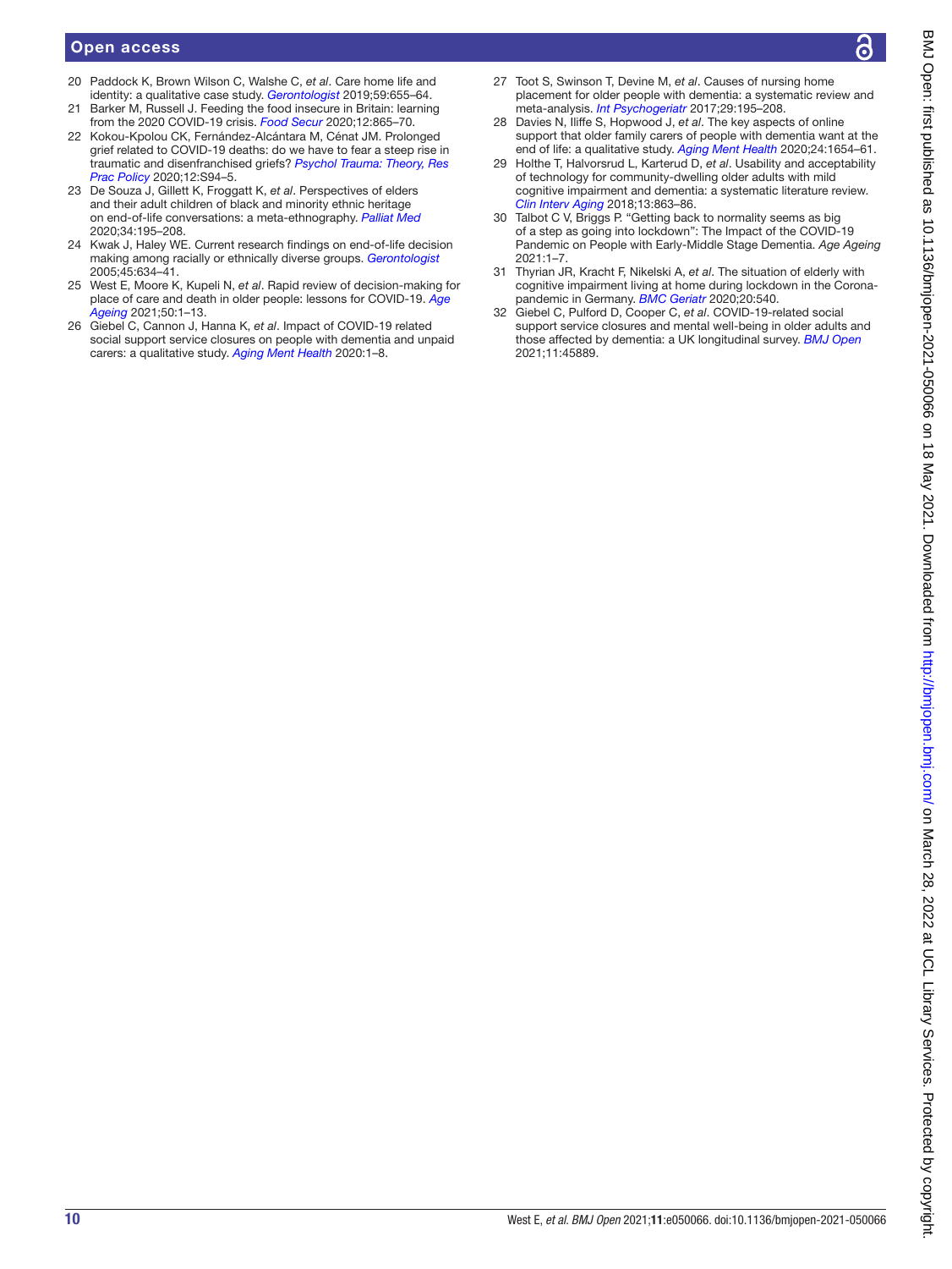20 Paddock K, Brown Wilson C, Walshe C, *et al*. Care home life and identity: a qualitative case study. *Gerontologist* 2019;59:655–64.

21 Barker M, Russell J. Feeding the food insecure in Britain: learning from the 2020 COVID-19 crisis. *Food Secur* 2020;12:865–70.

22 Kokou-Kpolou CK, Fernández-Alcántara M, Cénat JM. Prolonged grief related to COVID-19 deaths: do we have to fear a steep rise in traumatic and disenfranchised griefs? *Psychol Trauma: Theory, Res Prac Policy* 2020;12:S94–5.

23 De Souza J, Gillett K, Froggatt K, *et al*. Perspectives of elders and their adult children of black and minority ethnic heritage on end-of-life conversations: a meta-ethnography. *Palliat Med* 2020;34:195–208.

24 Kwak J, Haley WE. Current research findings on end-of-life decision making among racially or ethnically diverse groups. *Gerontologist* 2005;45:634–41.

25 West E, Moore K, Kupeli N, *et al*. Rapid review of decision-making for place of care and death in older people: lessons for COVID-19. *Age Ageing* 2021;50:1–13.

26 Giebel C, Cannon J, Hanna K, *et al*. Impact of COVID-19 related social support service closures on people with dementia and unpaid carers: a qualitative study. *Aging Ment Health* 2020:1–8.

27 Toot S, Swinson T, Devine M, *et al*. Causes of nursing home placement for older people with dementia: a systematic review and meta-analysis. *Int Psychogeriatr* 2017;29:195–208.

28 Davies N, Iliffe S, Hopwood J, *et al*. The key aspects of online support that older family carers of people with dementia want at the end of life: a qualitative study. *Aging Ment Health* 2020;24:1654–61.

29 Holthe T, Halvorsrud L, Karterud D, *et al*. Usability and acceptability of technology for community-dwelling older adults with mild cognitive impairment and dementia: a systematic literature review. *Clin Interv Aging* 2018;13:863–86.

30 Talbot C V, Briggs P. "Getting back to normality seems as big of a step as going into lockdown": The Impact of the COVID-19 Pandemic on People with Early-Middle Stage Dementia. *Age Ageing* 2021:1–7.

31 Thyrian JR, Kracht F, Nikelski A, *et al*. The situation of elderly with cognitive impairment living at home during lockdown in the Corona-pandemic in Germany. *BMC Geriatr* 2020;20:540.

32 Giebel C, Pulford D, Cooper C, *et al*. COVID-19-related social support service closures and mental well-being in older adults and those affected by dementia: a UK longitudinal survey. *BMJ Open* 2021;11:45889.